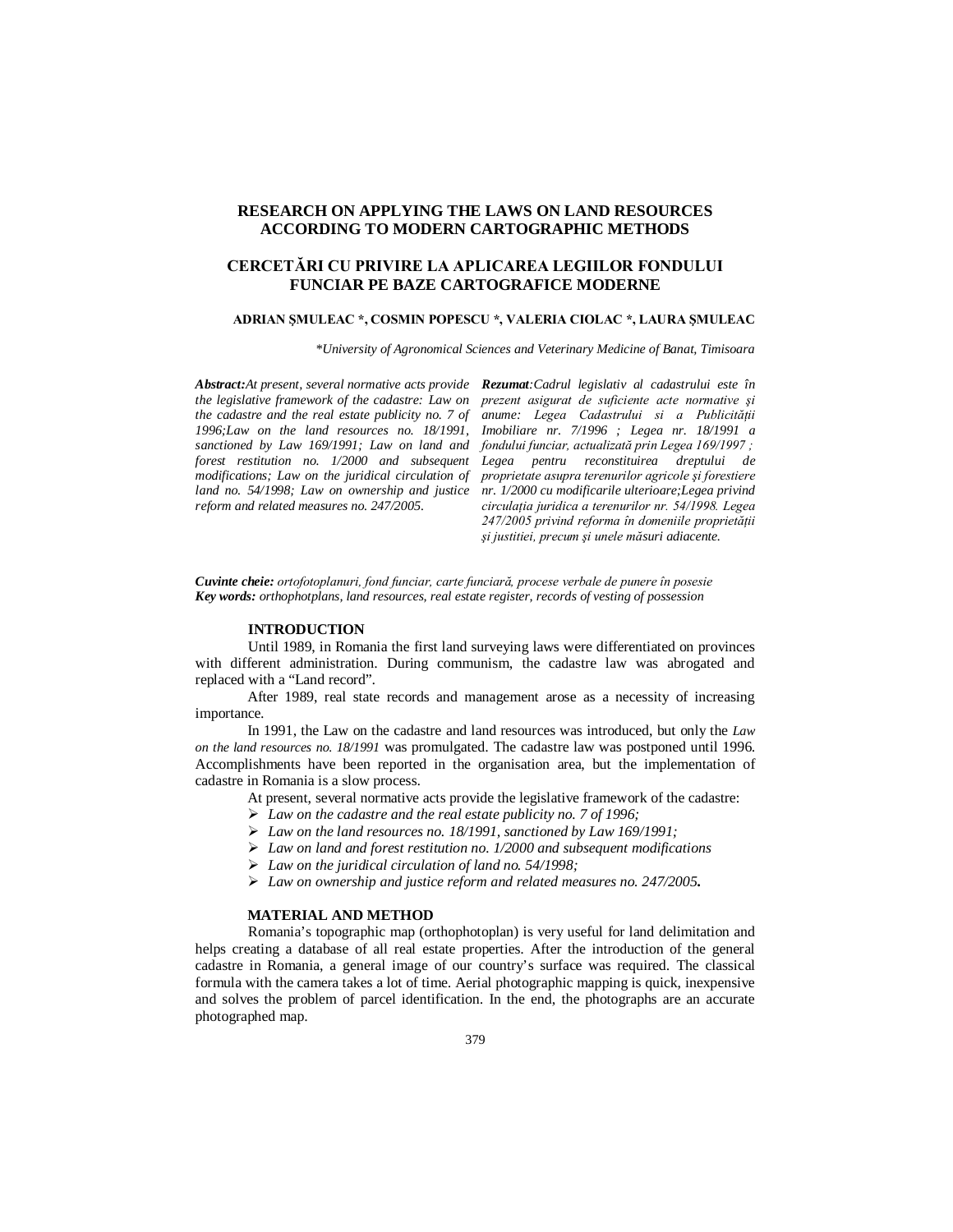# RESEARCH ON APPLYING THE LAWS ON LAND RESOURCES ACCORDING TO MODERN CARTOGRAPHIC METHODS

# CERCETĂRI CU PRIVIRE LA APLICAREA LEGIILOR FONDULUI FUNCIAR PE BAZE CARTOGRAFICE MODERNE

**ADRIAN ŞMULEAC \*, COSMIN POPESCU \*, VALERIA CIOLAC \*, LAURA ŞMULEAC**

*\*University of Agronomical Sciences and Veterinary Medicine of Banat, Timisoara*

***Abstract:****At present, several normative acts provide the legislative framework of the cadastre: Law on the cadastre and the real estate publicity no. 7 of 1996;Law on the land resources no. 18/1991, sanctioned by Law 169/1991; Law on land and forest restitution no. 1/2000 and subsequent modifications; Law on the juridical circulation of land no. 54/1998; Law on ownership and justice reform and related measures no. 247/2005.*

***Rezumat****:Cadrul legislativ al cadastrului este în prezent asigurat de suficiente acte normative şi anume: Legea Cadastrului si a Publicităţii Imobiliare nr. 7/1996 ; Legea nr. 18/1991 a fondului funciar, actualizată prin Legea 169/1997 ; Legea pentru reconstituirea dreptului de proprietate asupra terenurilor agricole şi forestiere nr. 1/2000 cu modificarile ulterioare;Legea privind circulaţia juridica a terenurilor nr. 54/1998. Legea 247/2005 privind reforma în domeniile proprietăţii şi justiţiei, precum şi unele măsuri adiacente.*

***Cuvinte cheie:*** *ortofotoplanuri, fond funciar, carte funciară, procese verbale de punere în posesie*
***Key words:*** *orthophotplans, land resources, real estate register, records of vesting of possession*

## INTRODUCTION

Until 1989, in Romania the first land surveying laws were differentiated on provinces with different administration. During communism, the cadastre law was abrogated and replaced with a “Land record”.

After 1989, real state records and management arose as a necessity of increasing importance.

In 1991, the Law on the cadastre and land resources was introduced, but only the *Law on the land resources no. 18/1991* was promulgated. The cadastre law was postponed until 1996. Accomplishments have been reported in the organisation area, but the implementation of cadastre in Romania is a slow process.

At present, several normative acts provide the legislative framework of the cadastre:

- *Law on the cadastre and the real estate publicity no. 7 of 1996;*
- *Law on the land resources no. 18/1991, sanctioned by Law 169/1991;*
- *Law on land and forest restitution no. 1/2000 and subsequent modifications*
- *Law on the juridical circulation of land no. 54/1998;*
- *Law on ownership and justice reform and related measures no. 247/2005.*

## MATERIAL AND METHOD

Romania’s topographic map (orthophotoplan) is very useful for land delimitation and helps creating a database of all real estate properties. After the introduction of the general cadastre in Romania, a general image of our country’s surface was required. The classical formula with the camera takes a lot of time. Aerial photographic mapping is quick, inexpensive and solves the problem of parcel identification. In the end, the photographs are an accurate photographed map.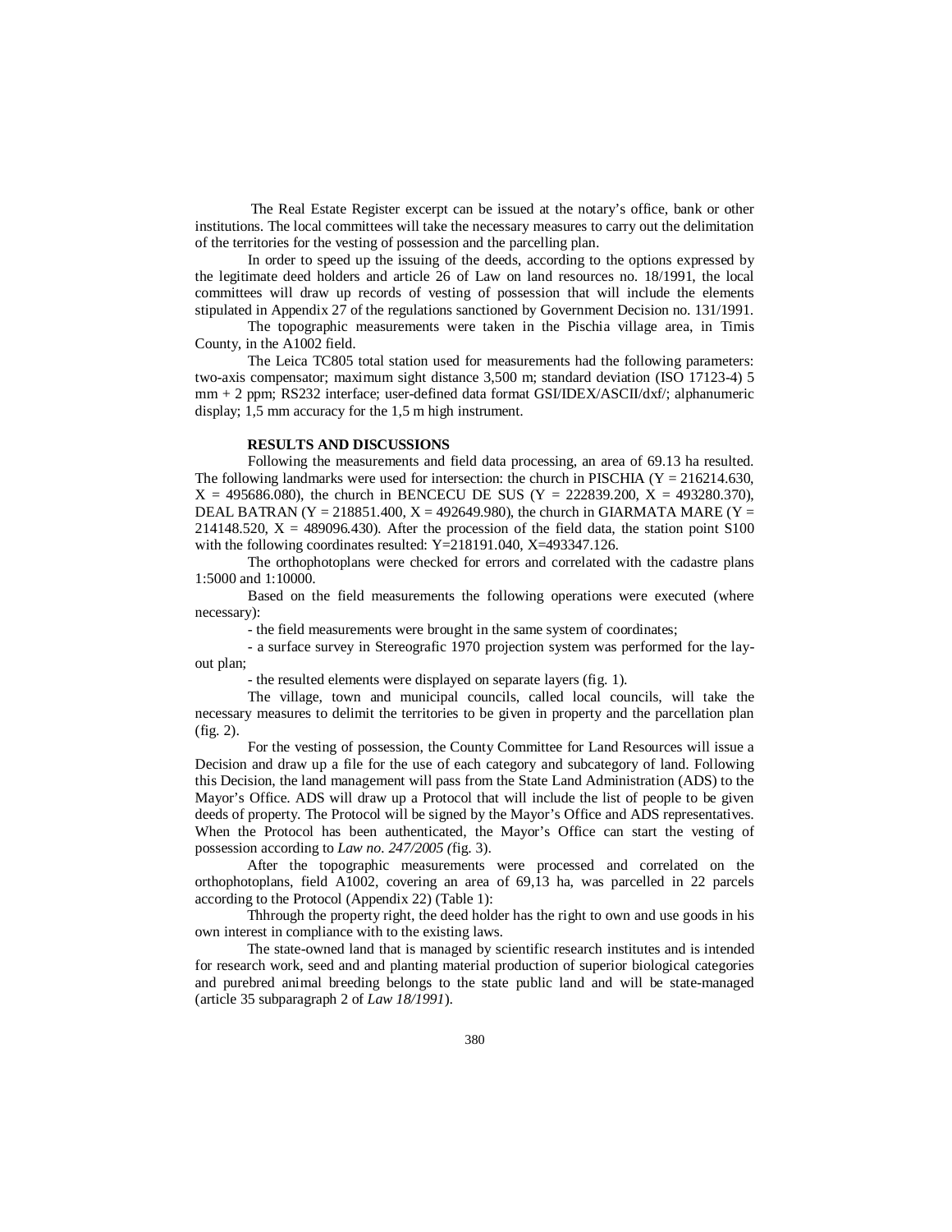The Real Estate Register excerpt can be issued at the notary's office, bank or other institutions. The local committees will take the necessary measures to carry out the delimitation of the territories for the vesting of possession and the parcelling plan.

In order to speed up the issuing of the deeds, according to the options expressed by the legitimate deed holders and article 26 of Law on land resources no. 18/1991, the local committees will draw up records of vesting of possession that will include the elements stipulated in Appendix 27 of the regulations sanctioned by Government Decision no. 131/1991.

The topographic measurements were taken in the Pischia village area, in Timis County, in the A1002 field.

The Leica TC805 total station used for measurements had the following parameters: two-axis compensator; maximum sight distance 3,500 m; standard deviation (ISO 17123-4) 5 mm + 2 ppm; RS232 interface; user-defined data format GSI/IDEX/ASCII/dxf/; alphanumeric display; 1,5 mm accuracy for the 1,5 m high instrument.

**RESULTS AND DISCUSSIONS**

Following the measurements and field data processing, an area of 69.13 ha resulted. The following landmarks were used for intersection: the church in PISCHIA (Y = 216214.630, X = 495686.080), the church in BENCECU DE SUS (Y = 222839.200, X = 493280.370), DEAL BATRAN (Y = 218851.400, X = 492649.980), the church in GIARMATA MARE (Y = 214148.520, X = 489096.430). After the procession of the field data, the station point S100 with the following coordinates resulted: Y=218191.040, X=493347.126.

The orthophotoplans were checked for errors and correlated with the cadastre plans 1:5000 and 1:10000.

Based on the field measurements the following operations were executed (where necessary):

- the field measurements were brought in the same system of coordinates;

- a surface survey in Stereografic 1970 projection system was performed for the lay-out plan;

- the resulted elements were displayed on separate layers (fig. 1).

The village, town and municipal councils, called local councils, will take the necessary measures to delimit the territories to be given in property and the parcellation plan (fig. 2).

For the vesting of possession, the County Committee for Land Resources will issue a Decision and draw up a file for the use of each category and subcategory of land. Following this Decision, the land management will pass from the State Land Administration (ADS) to the Mayor's Office. ADS will draw up a Protocol that will include the list of people to be given deeds of property. The Protocol will be signed by the Mayor's Office and ADS representatives. When the Protocol has been authenticated, the Mayor's Office can start the vesting of possession according to *Law no. 247/2005 (*fig. 3).

After the topographic measurements were processed and correlated on the orthophotoplans, field A1002, covering an area of 69,13 ha, was parcelled in 22 parcels according to the Protocol (Appendix 22) (Table 1):

Thhrough the property right, the deed holder has the right to own and use goods in his own interest in compliance with to the existing laws.

The state-owned land that is managed by scientific research institutes and is intended for research work, seed and and planting material production of superior biological categories and purebred animal breeding belongs to the state public land and will be state-managed (article 35 subparagraph 2 of *Law 18/1991*).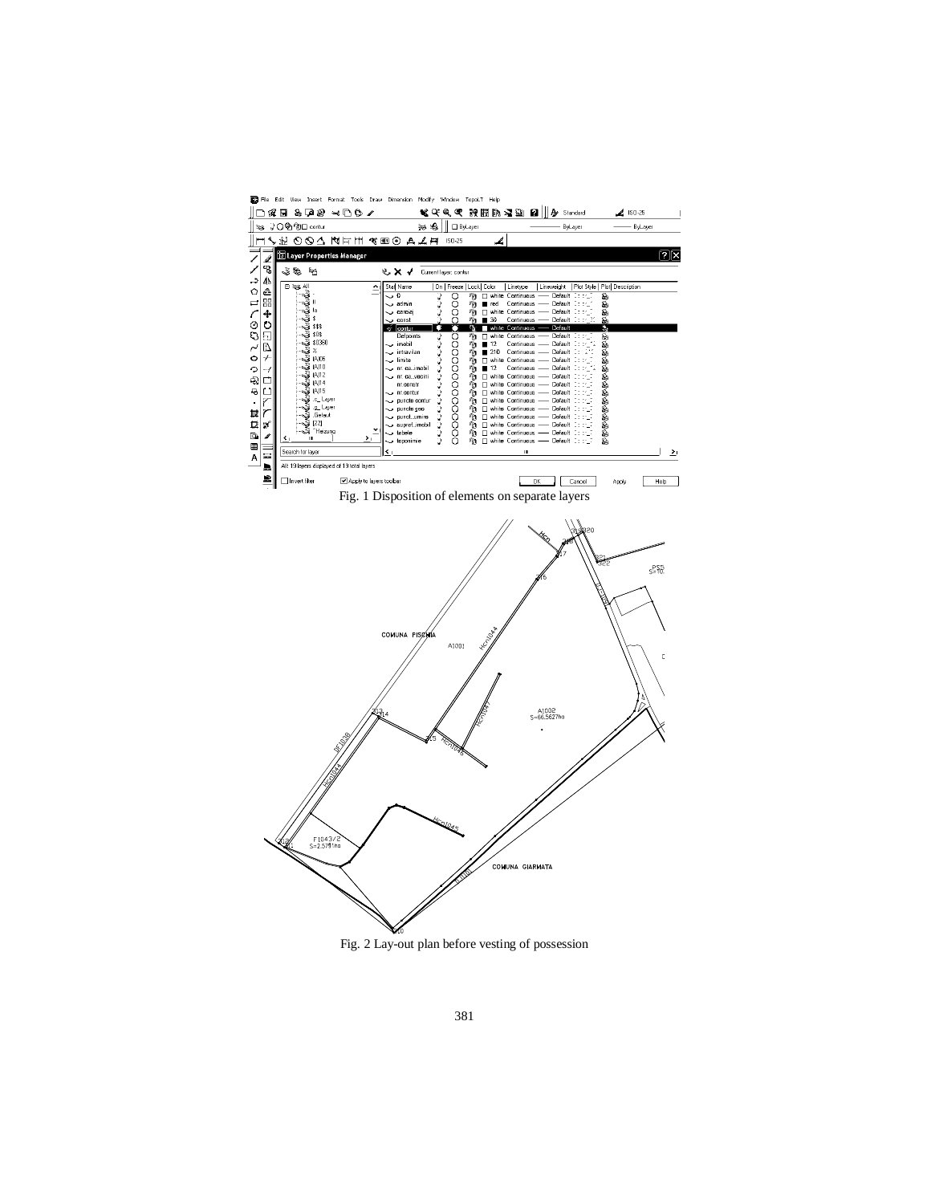Fig. 1 Disposition of elements on separate layers

Fig. 2 Lay-out plan before vesting of possession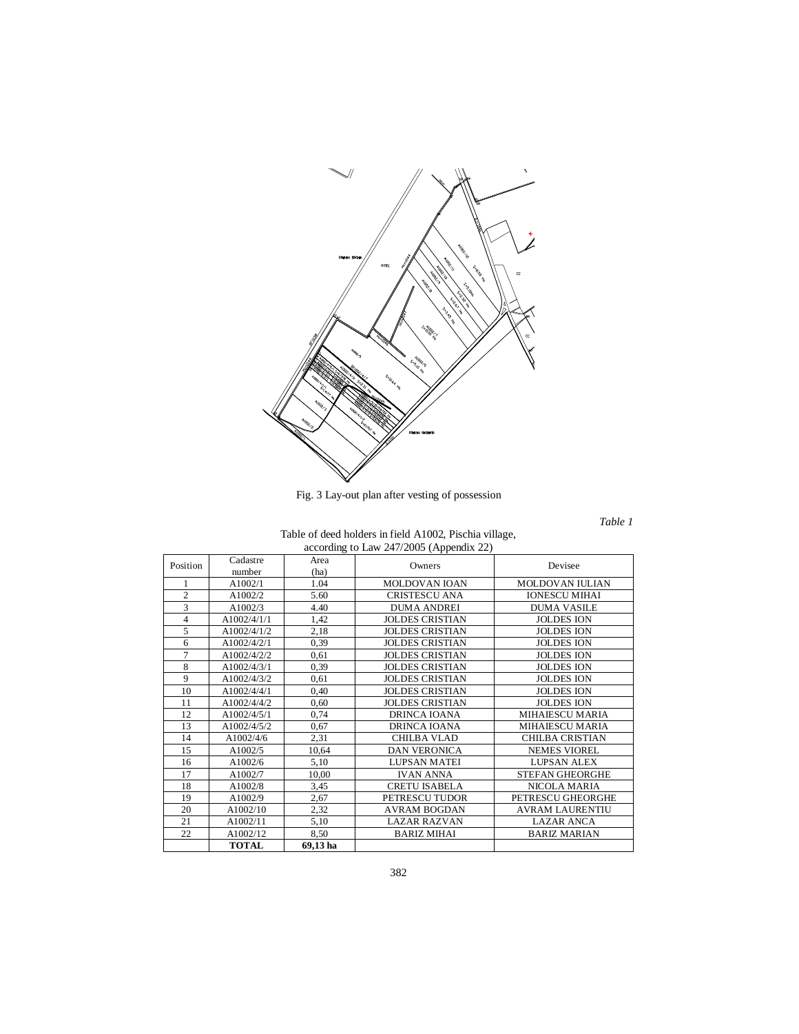Fig. 3 Lay-out plan after vesting of possession

*Table 1*

Table of deed holders in field A1002, Pischia village, according to Law 247/2005 (Appendix 22)

| Position | Cadastre number | Area (ha) | Owners | Devisee |
|---|---|---|---|---|
| 1 | A1002/1 | 1.04 | MOLDOVAN IOAN | MOLDOVAN IULIAN |
| 2 | A1002/2 | 5.60 | CRISTESCU ANA | IONESCU MIHAI |
| 3 | A1002/3 | 4.40 | DUMA ANDREI | DUMA VASILE |
| 4 | A1002/4/1/1 | 1,42 | JOLDES CRISTIAN | JOLDES ION |
| 5 | A1002/4/1/2 | 2,18 | JOLDES CRISTIAN | JOLDES ION |
| 6 | A1002/4/2/1 | 0,39 | JOLDES CRISTIAN | JOLDES ION |
| 7 | A1002/4/2/2 | 0,61 | JOLDES CRISTIAN | JOLDES ION |
| 8 | A1002/4/3/1 | 0,39 | JOLDES CRISTIAN | JOLDES ION |
| 9 | A1002/4/3/2 | 0,61 | JOLDES CRISTIAN | JOLDES ION |
| 10 | A1002/4/4/1 | 0,40 | JOLDES CRISTIAN | JOLDES ION |
| 11 | A1002/4/4/2 | 0,60 | JOLDES CRISTIAN | JOLDES ION |
| 12 | A1002/4/5/1 | 0,74 | DRINCA IOANA | MIHAIESCU MARIA |
| 13 | A1002/4/5/2 | 0,67 | DRINCA IOANA | MIHAIESCU MARIA |
| 14 | A1002/4/6 | 2,31 | CHILBA VLAD | CHILBA CRISTIAN |
| 15 | A1002/5 | 10,64 | DAN VERONICA | NEMES VIOREL |
| 16 | A1002/6 | 5,10 | LUPSAN MATEI | LUPSAN ALEX |
| 17 | A1002/7 | 10,00 | IVAN ANNA | STEFAN GHEORGHE |
| 18 | A1002/8 | 3,45 | CRETU ISABELA | NICOLA MARIA |
| 19 | A1002/9 | 2,67 | PETRESCU TUDOR | PETRESCU GHEORGHE |
| 20 | A1002/10 | 2,32 | AVRAM BOGDAN | AVRAM LAURENTIU |
| 21 | A1002/11 | 5,10 | LAZAR RAZVAN | LAZAR ANCA |
| 22 | A1002/12 | 8,50 | BARIZ MIHAI | BARIZ MARIAN |
| | **TOTAL** | **69,13 ha** | | |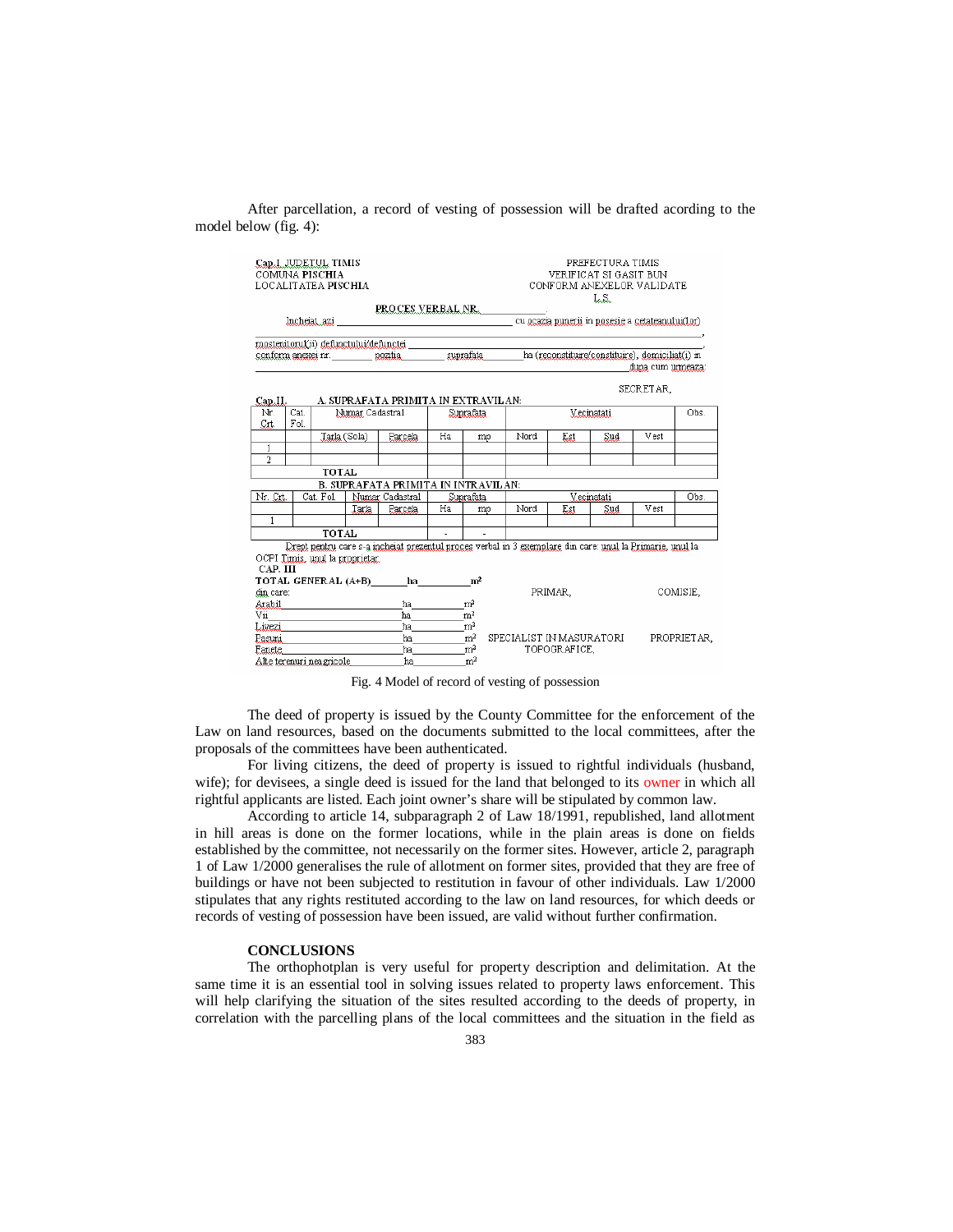After parcellation, a record of vesting of possession will be drafted acording to the model below (fig. 4):

Cap.I. JUDETUL TIMIS
COMUNA PISCHIA
LOCALITATEA PISCHIA

PREFECTURA TIMIS
VERIFICAT SI GASIT BUN
CONFORM ANEXELOR VALIDATE
L.S.

PROCES VERBAL NR. ____________

Incheiat azi ______________________________ cu ocazia punerii in posesie a cetateanului(lor)
______________________________________________________________________,
mostenitorul(ii) defunctului/defunctei ______________________________________,
conform anexei nr. ________ pozitia ________ suprafata ________ ha (reconstituire/constituire), domiciliat(i) in
______________________________________________________________ dupa cum urmeaza:

SECRETAR,

Cap.II. A. SUPRAFATA PRIMITA IN EXTRAVILAN:

| Nr Crt. | Cat. Fol. | Numar Cadastral | | Suprafata | | Vecinatati | | | | Obs. |
|---|---|---|---|---|---|---|---|---|---|---|
| | | Tarla (Sola) | Parcela | Ha | mp | Nord | Est | Sud | Vest | |
| 1 | | | | | | | | | | |
| 2 | | | | | | | | | | |
| | | TOTAL | | | | | | | | |

B. SUPRAFATA PRIMITA IN INTRAVILAN:

| Nr. Crt. | Cat. Fol. | Numar Cadastral | | Suprafata | | Vecinatati | | | | Obs. |
|---|---|---|---|---|---|---|---|---|---|---|
| | | Tarla | Parcela | Ha | mp | Nord | Est | Sud | Vest | |
| 1 | | | | | | | | | | |
| | TOTAL | | | - | - | | | | | |

Drept pentru care s-a incheiat prezentul proces verbal in 3 exemplare din care: unul la Primarie, unul la OCPI Timis, unul la proprietar.

CAP. III
TOTAL GENERAL (A+B) ______ ha ________ m²
din care:
Arabil ____________________ ha ________ m²
Vii ____________________ ha ________ m²
Livezi ____________________ ha ________ m²
Pasuni ____________________ ha ________ m²
Fanete ____________________ ha ________ m²
Alte terenuri neagricole ____________________ ha ________ m²

PRIMAR, COMISIE,

SPECIALIST IN MASURATORI TOPOGRAFICE, PROPRIETAR,

Fig. 4 Model of record of vesting of possession

The deed of property is issued by the County Committee for the enforcement of the Law on land resources, based on the documents submitted to the local committees, after the proposals of the committees have been authenticated.

For living citizens, the deed of property is issued to rightful individuals (husband, wife); for devisees, a single deed is issued for the land that belonged to its owner in which all rightful applicants are listed. Each joint owner's share will be stipulated by common law.

According to article 14, subparagraph 2 of Law 18/1991, republished, land allotment in hill areas is done on the former locations, while in the plain areas is done on fields established by the committee, not necessarily on the former sites. However, article 2, paragraph 1 of Law 1/2000 generalises the rule of allotment on former sites, provided that they are free of buildings or have not been subjected to restitution in favour of other individuals. Law 1/2000 stipulates that any rights restituted according to the law on land resources, for which deeds or records of vesting of possession have been issued, are valid without further confirmation.

## CONCLUSIONS

The orthophotplan is very useful for property description and delimitation. At the same time it is an essential tool in solving issues related to property laws enforcement. This will help clarifying the situation of the sites resulted according to the deeds of property, in correlation with the parcelling plans of the local committees and the situation in the field as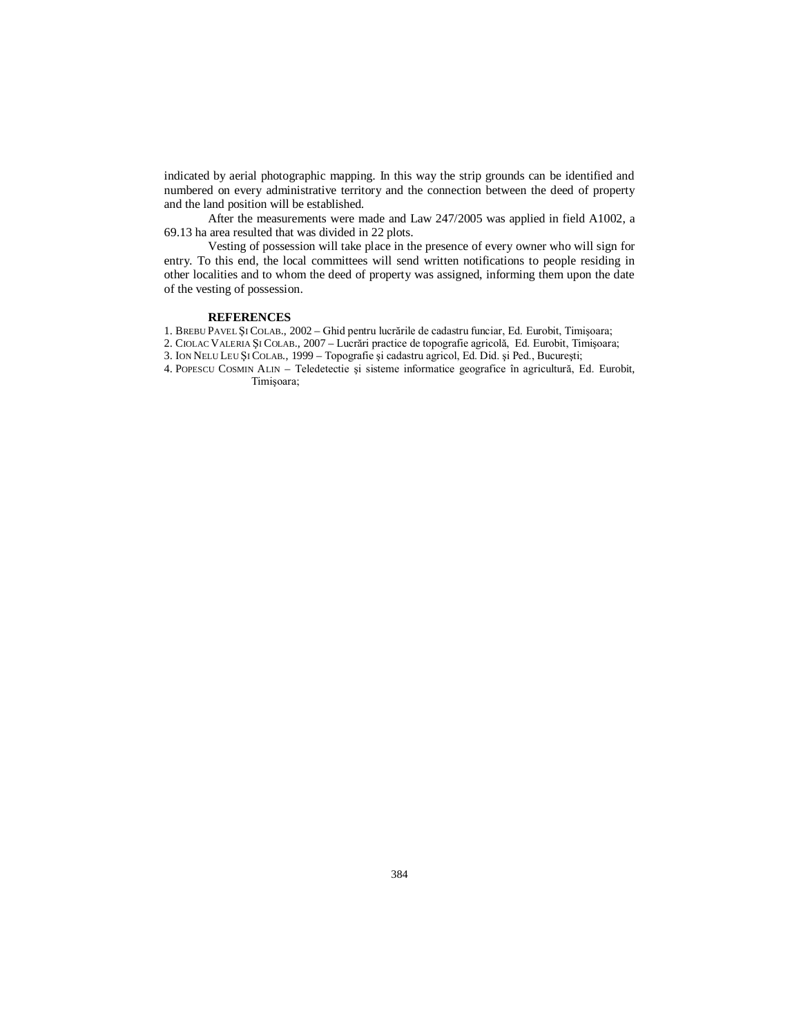indicated by aerial photographic mapping. In this way the strip grounds can be identified and numbered on every administrative territory and the connection between the deed of property and the land position will be established.

After the measurements were made and Law 247/2005 was applied in field A1002, a 69.13 ha area resulted that was divided in 22 plots.

Vesting of possession will take place in the presence of every owner who will sign for entry. To this end, the local committees will send written notifications to people residing in other localities and to whom the deed of property was assigned, informing them upon the date of the vesting of possession.

## REFERENCES

1. BREBU PAVEL ŞI COLAB., 2002 – Ghid pentru lucrările de cadastru funciar, Ed. Eurobit, Timişoara;
2. CIOLAC VALERIA ŞI COLAB., 2007 – Lucrări practice de topografie agricolă, Ed. Eurobit, Timişoara;
3. ION NELU LEU ŞI COLAB., 1999 – Topografie şi cadastru agricol, Ed. Did. şi Ped., Bucureşti;
4. POPESCU COSMIN ALIN – Teledetectie şi sisteme informatice geografice în agricultură, Ed. Eurobit, Timişoara;